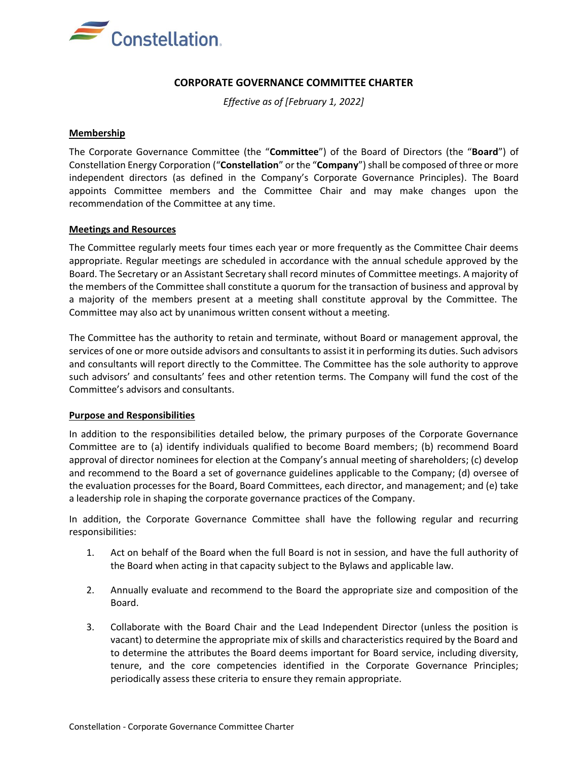Constellation

# CORPORATE GOVERNANCE COMMITTEE CHARTER

*Effective as of [February 1, 2022]*

## Membership

The Corporate Governance Committee (the "**Committee**") of the Board of Directors (the "**Board**") of Constellation Energy Corporation ("**Constellation**" or the "**Company**") shall be composed of three or more independent directors (as defined in the Company's Corporate Governance Principles). The Board appoints Committee members and the Committee Chair and may make changes upon the recommendation of the Committee at any time.

## Meetings and Resources

The Committee regularly meets four times each year or more frequently as the Committee Chair deems appropriate. Regular meetings are scheduled in accordance with the annual schedule approved by the Board. The Secretary or an Assistant Secretary shall record minutes of Committee meetings. A majority of the members of the Committee shall constitute a quorum for the transaction of business and approval by a majority of the members present at a meeting shall constitute approval by the Committee. The Committee may also act by unanimous written consent without a meeting.

The Committee has the authority to retain and terminate, without Board or management approval, the services of one or more outside advisors and consultants to assist it in performing its duties. Such advisors and consultants will report directly to the Committee. The Committee has the sole authority to approve such advisors' and consultants' fees and other retention terms. The Company will fund the cost of the Committee's advisors and consultants.

## Purpose and Responsibilities

In addition to the responsibilities detailed below, the primary purposes of the Corporate Governance Committee are to (a) identify individuals qualified to become Board members; (b) recommend Board approval of director nominees for election at the Company's annual meeting of shareholders; (c) develop and recommend to the Board a set of governance guidelines applicable to the Company; (d) oversee of the evaluation processes for the Board, Board Committees, each director, and management; and (e) take a leadership role in shaping the corporate governance practices of the Company.

In addition, the Corporate Governance Committee shall have the following regular and recurring responsibilities:

1. Act on behalf of the Board when the full Board is not in session, and have the full authority of the Board when acting in that capacity subject to the Bylaws and applicable law.

2. Annually evaluate and recommend to the Board the appropriate size and composition of the Board.

3. Collaborate with the Board Chair and the Lead Independent Director (unless the position is vacant) to determine the appropriate mix of skills and characteristics required by the Board and to determine the attributes the Board deems important for Board service, including diversity, tenure, and the core competencies identified in the Corporate Governance Principles; periodically assess these criteria to ensure they remain appropriate.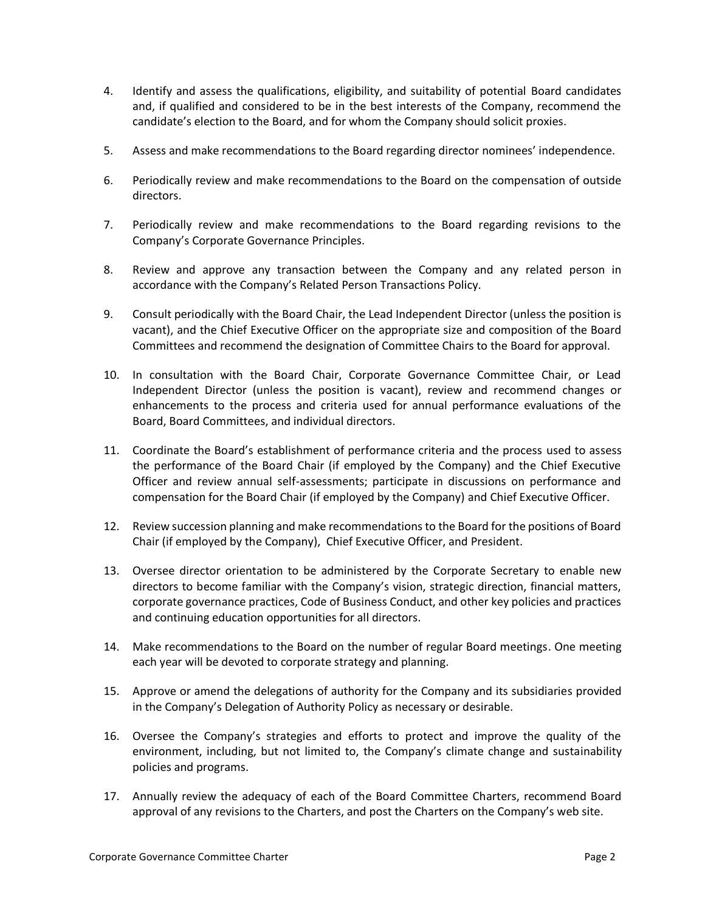4. Identify and assess the qualifications, eligibility, and suitability of potential Board candidates and, if qualified and considered to be in the best interests of the Company, recommend the candidate's election to the Board, and for whom the Company should solicit proxies.

5. Assess and make recommendations to the Board regarding director nominees' independence.

6. Periodically review and make recommendations to the Board on the compensation of outside directors.

7. Periodically review and make recommendations to the Board regarding revisions to the Company's Corporate Governance Principles.

8. Review and approve any transaction between the Company and any related person in accordance with the Company's Related Person Transactions Policy.

9. Consult periodically with the Board Chair, the Lead Independent Director (unless the position is vacant), and the Chief Executive Officer on the appropriate size and composition of the Board Committees and recommend the designation of Committee Chairs to the Board for approval.

10. In consultation with the Board Chair, Corporate Governance Committee Chair, or Lead Independent Director (unless the position is vacant), review and recommend changes or enhancements to the process and criteria used for annual performance evaluations of the Board, Board Committees, and individual directors.

11. Coordinate the Board's establishment of performance criteria and the process used to assess the performance of the Board Chair (if employed by the Company) and the Chief Executive Officer and review annual self-assessments; participate in discussions on performance and compensation for the Board Chair (if employed by the Company) and Chief Executive Officer.

12. Review succession planning and make recommendations to the Board for the positions of Board Chair (if employed by the Company), Chief Executive Officer, and President.

13. Oversee director orientation to be administered by the Corporate Secretary to enable new directors to become familiar with the Company's vision, strategic direction, financial matters, corporate governance practices, Code of Business Conduct, and other key policies and practices and continuing education opportunities for all directors.

14. Make recommendations to the Board on the number of regular Board meetings. One meeting each year will be devoted to corporate strategy and planning.

15. Approve or amend the delegations of authority for the Company and its subsidiaries provided in the Company's Delegation of Authority Policy as necessary or desirable.

16. Oversee the Company's strategies and efforts to protect and improve the quality of the environment, including, but not limited to, the Company's climate change and sustainability policies and programs.

17. Annually review the adequacy of each of the Board Committee Charters, recommend Board approval of any revisions to the Charters, and post the Charters on the Company's web site.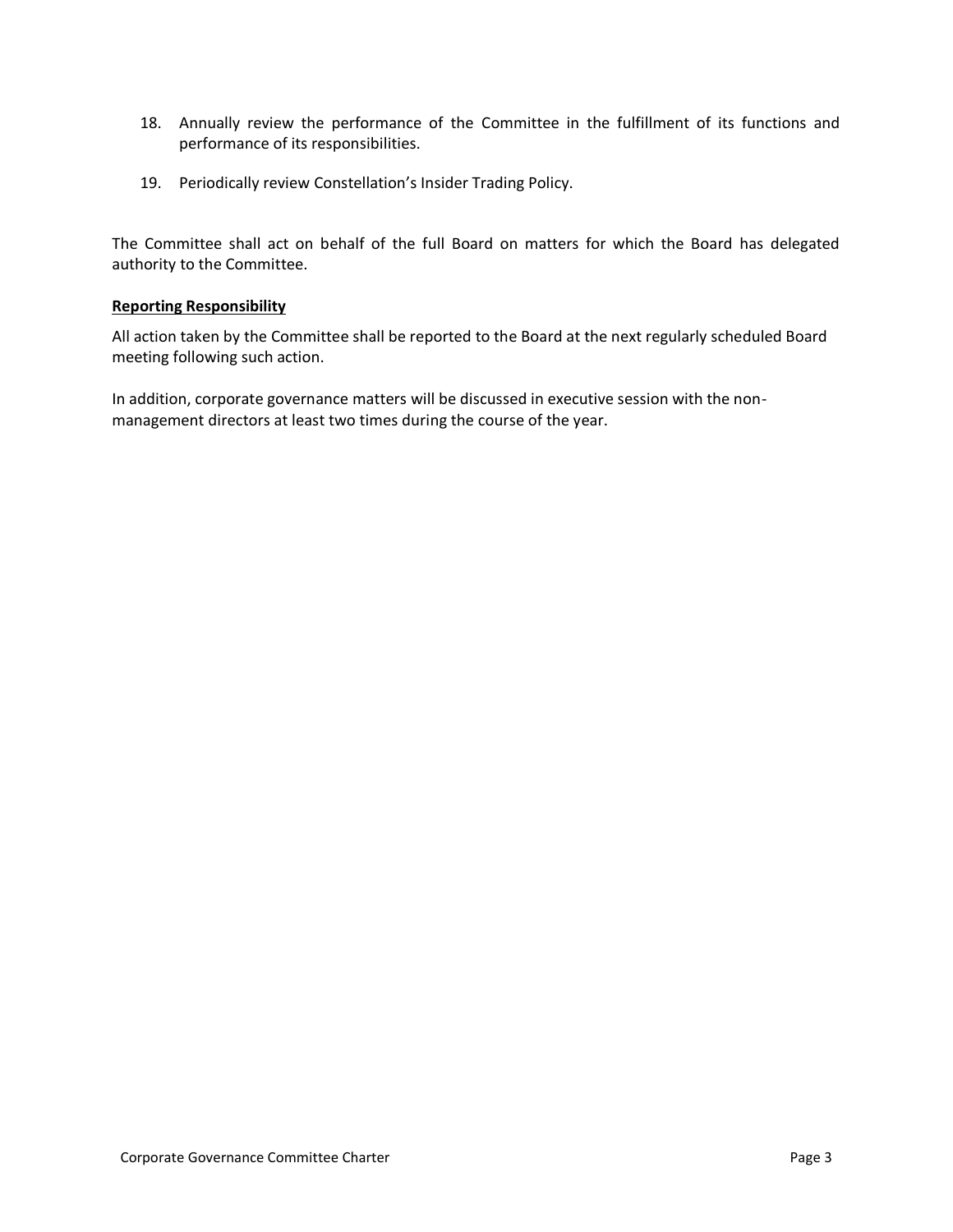18. Annually review the performance of the Committee in the fulfillment of its functions and performance of its responsibilities.

19. Periodically review Constellation's Insider Trading Policy.

The Committee shall act on behalf of the full Board on matters for which the Board has delegated authority to the Committee.

**Reporting Responsibility**

All action taken by the Committee shall be reported to the Board at the next regularly scheduled Board meeting following such action.

In addition, corporate governance matters will be discussed in executive session with the non-management directors at least two times during the course of the year.